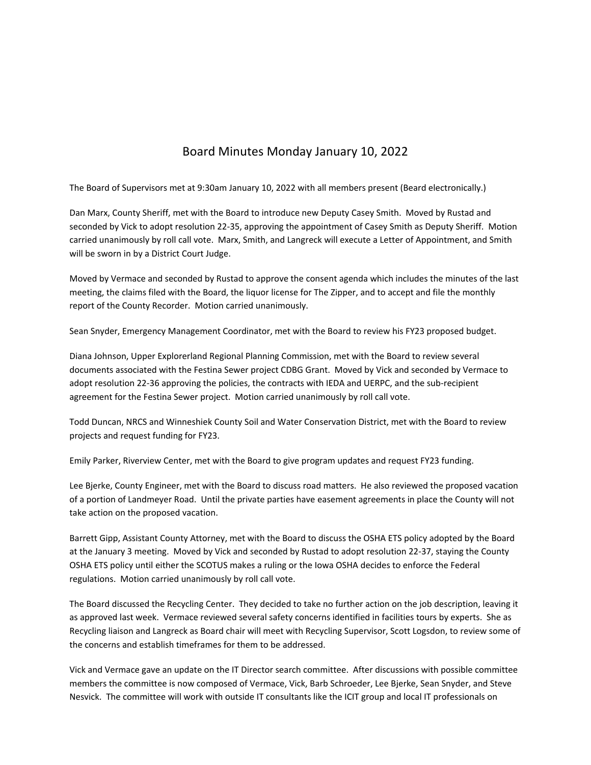# Board Minutes Monday January 10, 2022

The Board of Supervisors met at 9:30am January 10, 2022 with all members present (Beard electronically.)

Dan Marx, County Sheriff, met with the Board to introduce new Deputy Casey Smith. Moved by Rustad and seconded by Vick to adopt resolution 22-35, approving the appointment of Casey Smith as Deputy Sheriff. Motion carried unanimously by roll call vote. Marx, Smith, and Langreck will execute a Letter of Appointment, and Smith will be sworn in by a District Court Judge.

Moved by Vermace and seconded by Rustad to approve the consent agenda which includes the minutes of the last meeting, the claims filed with the Board, the liquor license for The Zipper, and to accept and file the monthly report of the County Recorder. Motion carried unanimously.

Sean Snyder, Emergency Management Coordinator, met with the Board to review his FY23 proposed budget.

Diana Johnson, Upper Explorerland Regional Planning Commission, met with the Board to review several documents associated with the Festina Sewer project CDBG Grant. Moved by Vick and seconded by Vermace to adopt resolution 22-36 approving the policies, the contracts with IEDA and UERPC, and the sub-recipient agreement for the Festina Sewer project. Motion carried unanimously by roll call vote.

Todd Duncan, NRCS and Winneshiek County Soil and Water Conservation District, met with the Board to review projects and request funding for FY23.

Emily Parker, Riverview Center, met with the Board to give program updates and request FY23 funding.

Lee Bjerke, County Engineer, met with the Board to discuss road matters. He also reviewed the proposed vacation of a portion of Landmeyer Road. Until the private parties have easement agreements in place the County will not take action on the proposed vacation.

Barrett Gipp, Assistant County Attorney, met with the Board to discuss the OSHA ETS policy adopted by the Board at the January 3 meeting. Moved by Vick and seconded by Rustad to adopt resolution 22-37, staying the County OSHA ETS policy until either the SCOTUS makes a ruling or the Iowa OSHA decides to enforce the Federal regulations. Motion carried unanimously by roll call vote.

The Board discussed the Recycling Center. They decided to take no further action on the job description, leaving it as approved last week. Vermace reviewed several safety concerns identified in facilities tours by experts. She as Recycling liaison and Langreck as Board chair will meet with Recycling Supervisor, Scott Logsdon, to review some of the concerns and establish timeframes for them to be addressed.

Vick and Vermace gave an update on the IT Director search committee. After discussions with possible committee members the committee is now composed of Vermace, Vick, Barb Schroeder, Lee Bjerke, Sean Snyder, and Steve Nesvick. The committee will work with outside IT consultants like the ICIT group and local IT professionals on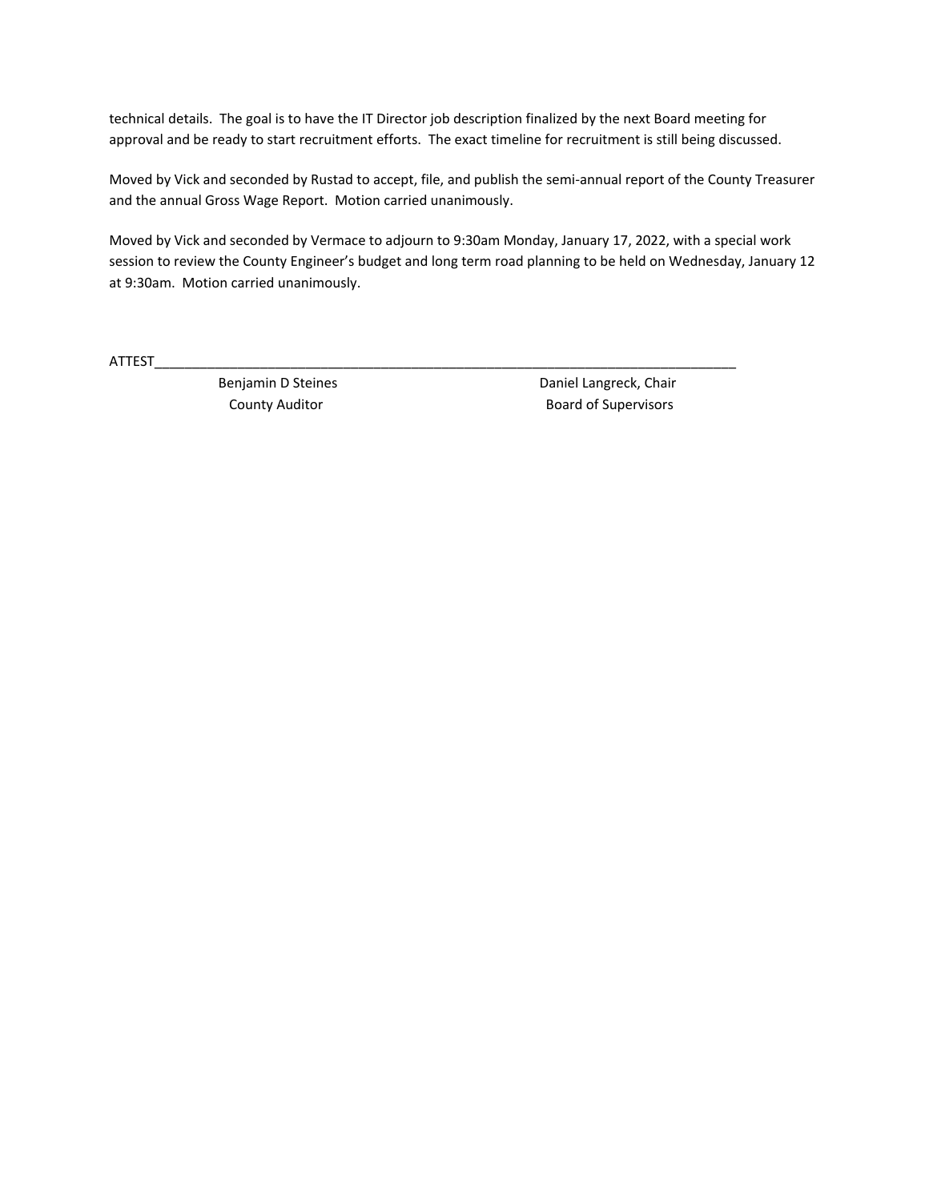technical details.  The goal is to have the IT Director job description finalized by the next Board meeting for approval and be ready to start recruitment efforts.  The exact timeline for recruitment is still being discussed.

Moved by Vick and seconded by Rustad to accept, file, and publish the semi-annual report of the County Treasurer and the annual Gross Wage Report.  Motion carried unanimously.

Moved by Vick and seconded by Vermace to adjourn to 9:30am Monday, January 17, 2022, with a special work session to review the County Engineer's budget and long term road planning to be held on Wednesday, January 12 at 9:30am.  Motion carried unanimously.

ATTEST_______________________________________________________________________________

| | |
|---|---|
| Benjamin D Steines | Daniel Langreck, Chair |
| County Auditor | Board of Supervisors |